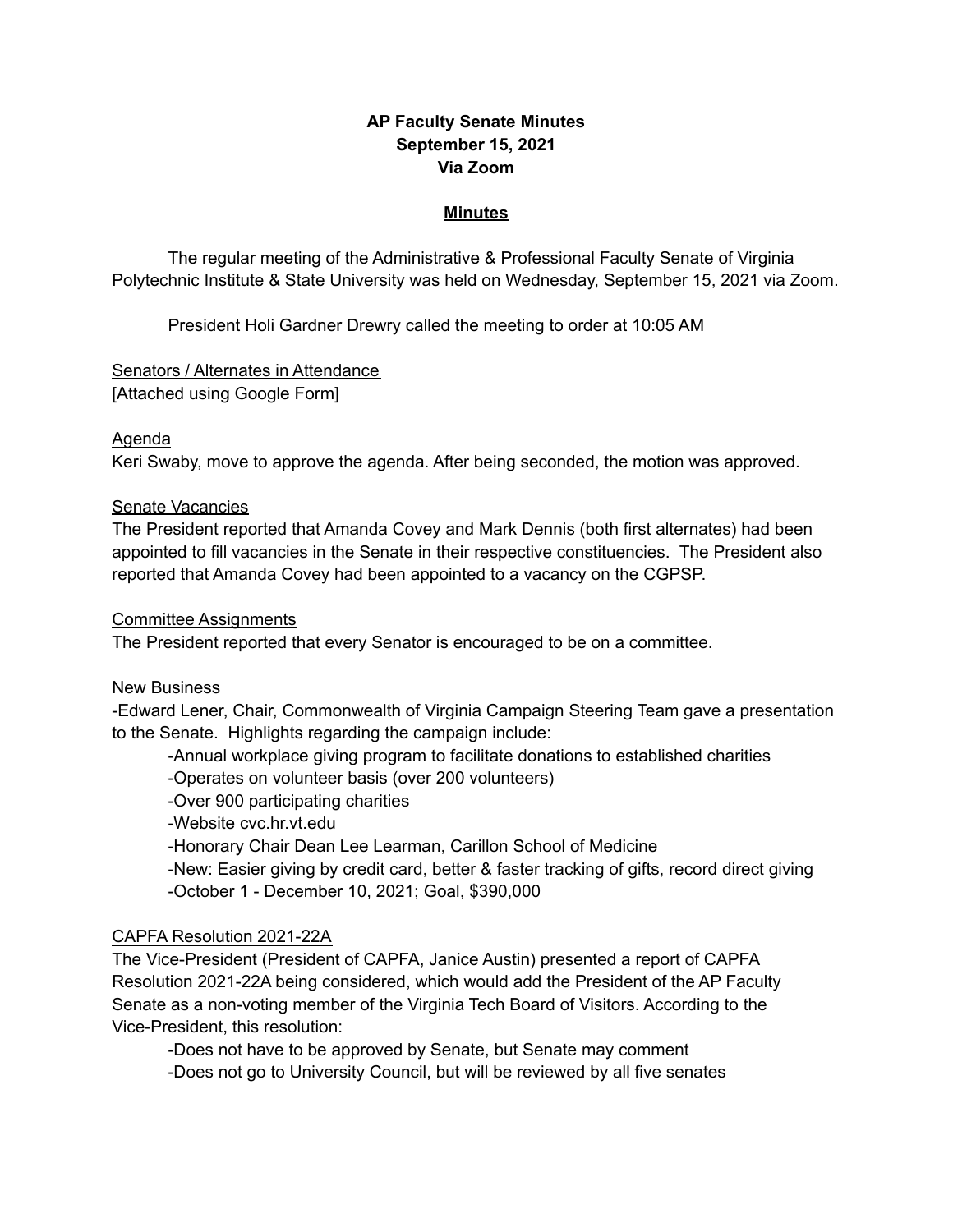# AP Faculty Senate Minutes
## September 15, 2021
## Via Zoom

**Minutes**

The regular meeting of the Administrative & Professional Faculty Senate of Virginia Polytechnic Institute & State University was held on Wednesday, September 15, 2021 via Zoom.

President Holi Gardner Drewry called the meeting to order at 10:05 AM

Senators / Alternates in Attendance
[Attached using Google Form]

Agenda
Keri Swaby, move to approve the agenda. After being seconded, the motion was approved.

Senate Vacancies
The President reported that Amanda Covey and Mark Dennis (both first alternates) had been appointed to fill vacancies in the Senate in their respective constituencies. The President also reported that Amanda Covey had been appointed to a vacancy on the CGPSP.

Committee Assignments
The President reported that every Senator is encouraged to be on a committee.

New Business
-Edward Lener, Chair, Commonwealth of Virginia Campaign Steering Team gave a presentation to the Senate. Highlights regarding the campaign include:

- -Annual workplace giving program to facilitate donations to established charities
- -Operates on volunteer basis (over 200 volunteers)
- -Over 900 participating charities
- -Website cvc.hr.vt.edu
- -Honorary Chair Dean Lee Learman, Carillon School of Medicine
- -New: Easier giving by credit card, better & faster tracking of gifts, record direct giving
- -October 1 - December 10, 2021; Goal, $390,000

CAPFA Resolution 2021-22A
The Vice-President (President of CAPFA, Janice Austin) presented a report of CAPFA Resolution 2021-22A being considered, which would add the President of the AP Faculty Senate as a non-voting member of the Virginia Tech Board of Visitors. According to the Vice-President, this resolution:

- -Does not have to be approved by Senate, but Senate may comment
- -Does not go to University Council, but will be reviewed by all five senates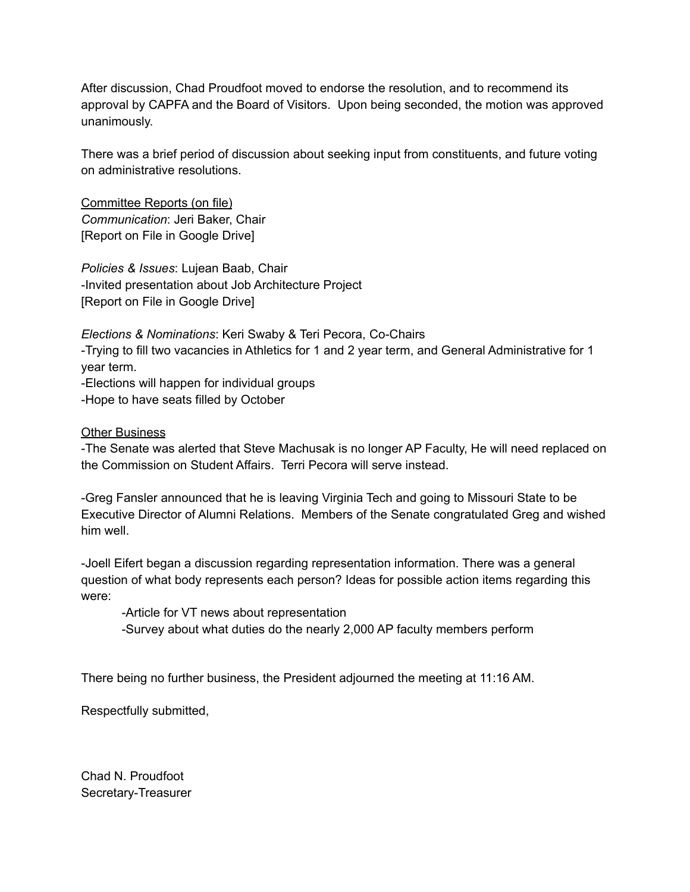After discussion, Chad Proudfoot moved to endorse the resolution, and to recommend its approval by CAPFA and the Board of Visitors. Upon being seconded, the motion was approved unanimously.

There was a brief period of discussion about seeking input from constituents, and future voting on administrative resolutions.

Committee Reports (on file)
*Communication*: Jeri Baker, Chair
[Report on File in Google Drive]

*Policies & Issues*: Lujean Baab, Chair
-Invited presentation about Job Architecture Project
[Report on File in Google Drive]

*Elections & Nominations*: Keri Swaby & Teri Pecora, Co-Chairs
-Trying to fill two vacancies in Athletics for 1 and 2 year term, and General Administrative for 1 year term.
-Elections will happen for individual groups
-Hope to have seats filled by October

Other Business
-The Senate was alerted that Steve Machusak is no longer AP Faculty, He will need replaced on the Commission on Student Affairs. Terri Pecora will serve instead.

-Greg Fansler announced that he is leaving Virginia Tech and going to Missouri State to be Executive Director of Alumni Relations. Members of the Senate congratulated Greg and wished him well.

-Joell Eifert began a discussion regarding representation information. There was a general question of what body represents each person? Ideas for possible action items regarding this were:

  -Article for VT news about representation
  -Survey about what duties do the nearly 2,000 AP faculty members perform

There being no further business, the President adjourned the meeting at 11:16 AM.

Respectfully submitted,

Chad N. Proudfoot
Secretary-Treasurer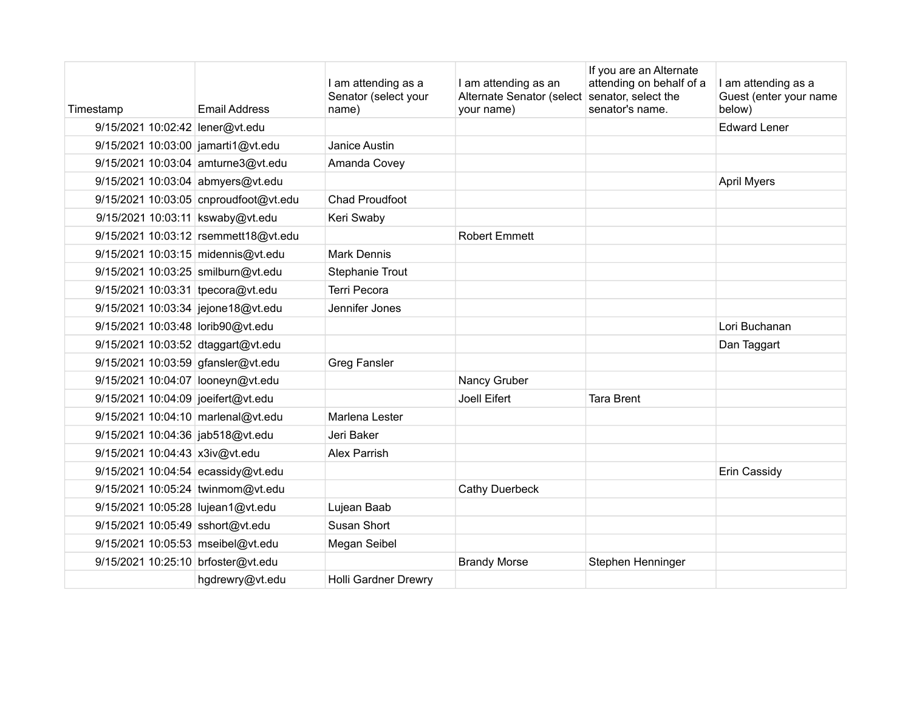| Timestamp | Email Address | I am attending as a Senator (select your name) | I am attending as an Alternate Senator (select your name) | If you are an Alternate attending on behalf of a senator, select the senator's name. | I am attending as a Guest (enter your name below) |
|---|---|---|---|---|---|
| 9/15/2021 10:02:42 | lener@vt.edu | | | | Edward Lener |
| 9/15/2021 10:03:00 | jamarti1@vt.edu | Janice Austin | | | |
| 9/15/2021 10:03:04 | amturne3@vt.edu | Amanda Covey | | | |
| 9/15/2021 10:03:04 | abmyers@vt.edu | | | | April Myers |
| 9/15/2021 10:03:05 | cnproudfoot@vt.edu | Chad Proudfoot | | | |
| 9/15/2021 10:03:11 | kswaby@vt.edu | Keri Swaby | | | |
| 9/15/2021 10:03:12 | rsemmett18@vt.edu | | Robert Emmett | | |
| 9/15/2021 10:03:15 | midennis@vt.edu | Mark Dennis | | | |
| 9/15/2021 10:03:25 | smilburn@vt.edu | Stephanie Trout | | | |
| 9/15/2021 10:03:31 | tpecora@vt.edu | Terri Pecora | | | |
| 9/15/2021 10:03:34 | jejone18@vt.edu | Jennifer Jones | | | |
| 9/15/2021 10:03:48 | lorib90@vt.edu | | | | Lori Buchanan |
| 9/15/2021 10:03:52 | dtaggart@vt.edu | | | | Dan Taggart |
| 9/15/2021 10:03:59 | gfansler@vt.edu | Greg Fansler | | | |
| 9/15/2021 10:04:07 | looneyn@vt.edu | | Nancy Gruber | | |
| 9/15/2021 10:04:09 | joeifert@vt.edu | | Joell Eifert | Tara Brent | |
| 9/15/2021 10:04:10 | marlenal@vt.edu | Marlena Lester | | | |
| 9/15/2021 10:04:36 | jab518@vt.edu | Jeri Baker | | | |
| 9/15/2021 10:04:43 | x3iv@vt.edu | Alex Parrish | | | |
| 9/15/2021 10:04:54 | ecassidy@vt.edu | | | | Erin Cassidy |
| 9/15/2021 10:05:24 | twinmom@vt.edu | | Cathy Duerbeck | | |
| 9/15/2021 10:05:28 | lujean1@vt.edu | Lujean Baab | | | |
| 9/15/2021 10:05:49 | sshort@vt.edu | Susan Short | | | |
| 9/15/2021 10:05:53 | mseibel@vt.edu | Megan Seibel | | | |
| 9/15/2021 10:25:10 | brfoster@vt.edu | | Brandy Morse | Stephen Henninger | |
| | hgdrewry@vt.edu | Holli Gardner Drewry | | | |